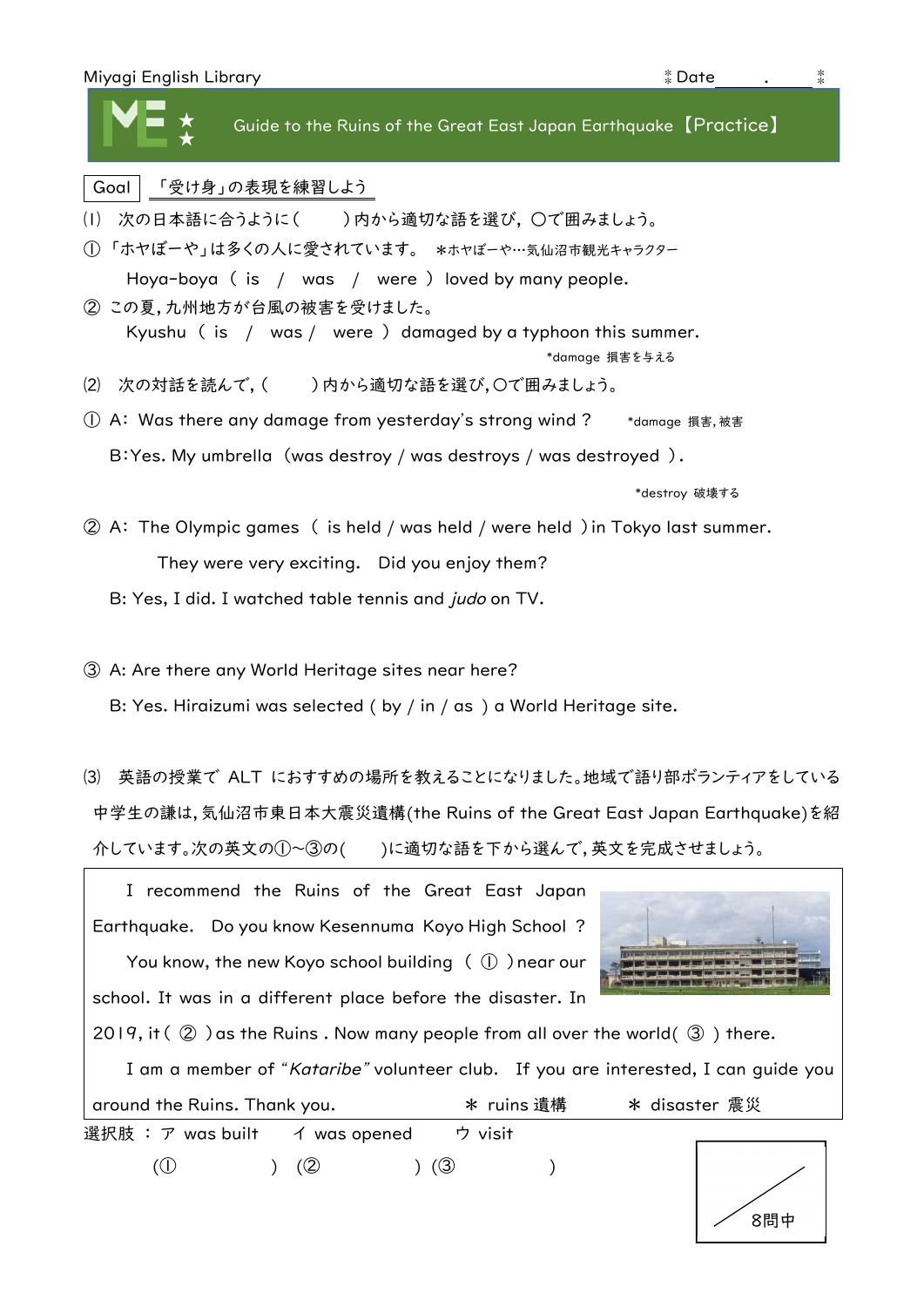Miyagi English Library　　　　　　　　　　　　　　　　　　　　Date　　　.　　　

# Guide to the Ruins of the Great East Japan Earthquake【Practice】

Goal　「受け身」の表現を練習しよう

(1)　次の日本語に合うように(　　　)内から適切な語を選び，〇で囲みましょう。

① 「ホヤぼーや」は多くの人に愛されています。　＊ホヤぼーや…気仙沼市観光キャラクター

　Hoya-boya ( is / was / were ) loved by many people.

② この夏，九州地方が台風の被害を受けました。

　Kyushu ( is / was / were ) damaged by a typhoon this summer.

*damage 損害を与える

(2)　次の対話を読んで，(　　　)内から適切な語を選び，〇で囲みましょう。

① A: Was there any damage from yesterday's strong wind ?　　*damage 損害，被害

　B: Yes. My umbrella (was destroy / was destroys / was destroyed ).

*destroy 破壊する

② A: The Olympic games ( is held / was held / were held ) in Tokyo last summer.

　　They were very exciting. Did you enjoy them?

　B: Yes, I did. I watched table tennis and *judo* on TV.

③ A: Are there any World Heritage sites near here?

　B: Yes. Hiraizumi was selected ( by / in / as ) a World Heritage site.

(3)　英語の授業で ALT におすすめの場所を教えることになりました。地域で語り部ボランティアをしている中学生の謙は，気仙沼市東日本大震災遺構(the Ruins of the Great East Japan Earthquake)を紹介しています。次の英文の①～③の(　　)に適切な語を下から選んで，英文を完成させましょう。

I recommend the Ruins of the Great East Japan Earthquake. Do you know Kesennuma Koyo High School ?

You know, the new Koyo school building ( ① ) near our school. It was in a different place before the disaster. In 2019, it ( ② ) as the Ruins . Now many people from all over the world( ③ ) there.

I am a member of "*Kataribe*" volunteer club. If you are interested, I can guide you around the Ruins. Thank you.　　＊ ruins 遺構　　＊ disaster 震災

選択肢 ： ア was built　　イ was opened　　ウ visit

(①　　　　　) (②　　　　　) (③　　　　　)

8問中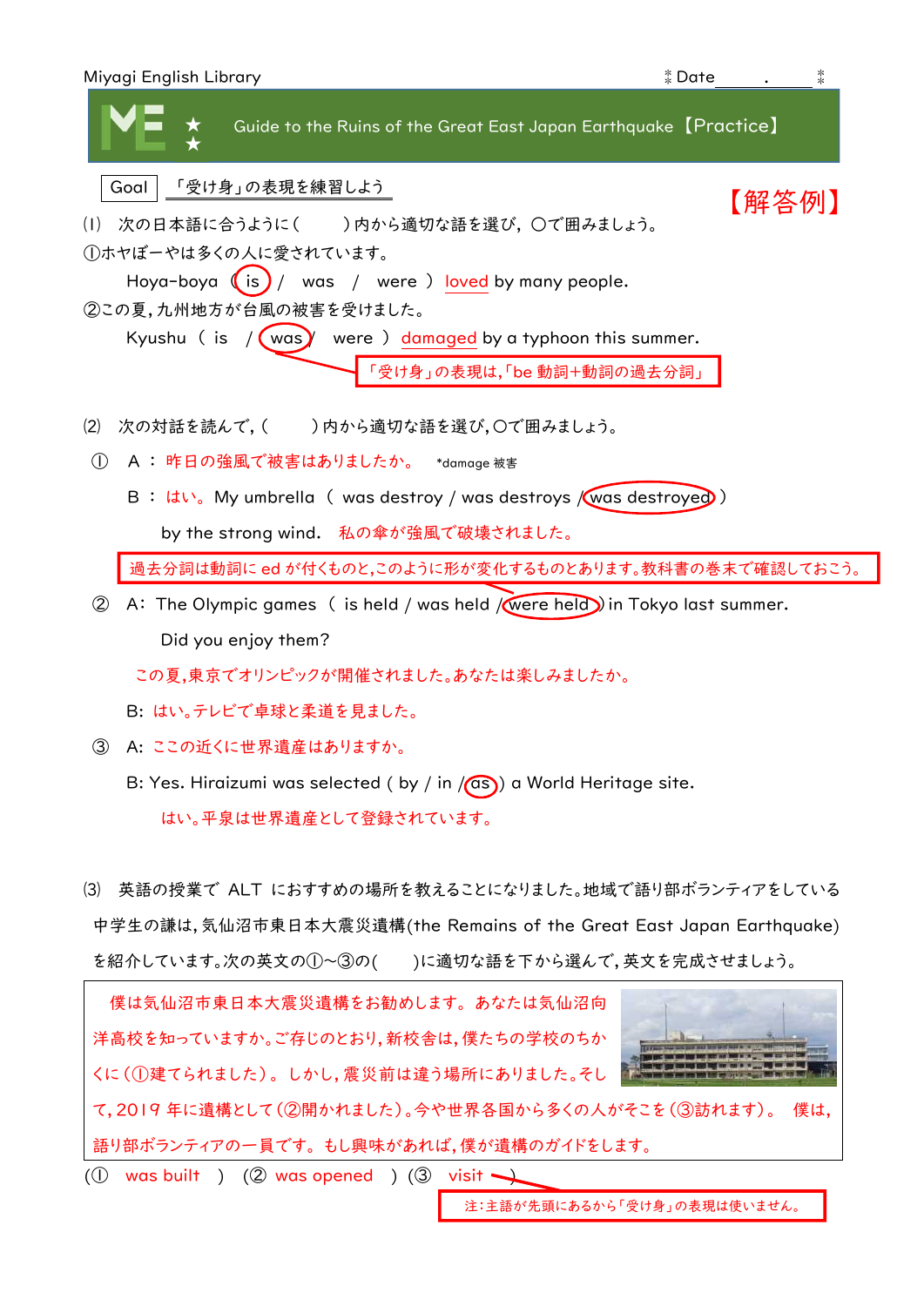Miyagi English Library　　Date ＿＿＿.＿＿＿

**Guide to the Ruins of the Great East Japan Earthquake【Practice】**

Goal　「受け身」の表現を練習しよう

【解答例】

(1)　次の日本語に合うように(　　)内から適切な語を選び，〇で囲みましょう。

①ホヤぼーやは多くの人に愛されています。

Hoya-boya ( **is** / was / were ) loved by many people.

②この夏，九州地方が台風の被害を受けました。

Kyushu ( is / **was** / were ) damaged by a typhoon this summer.

「受け身」の表現は，「be 動詞＋動詞の過去分詞」

(2)　次の対話を読んで，(　　)内から適切な語を選び，〇で囲みましょう。

① A ： 昨日の強風で被害はありましたか。　*damage 被害

B ： はい。My umbrella ( was destroy / was destroys / **was destroyed** )

by the strong wind.　私の傘が強風で破壊されました。

過去分詞は動詞に ed が付くものと，このように形が変化するものとあります。教科書の巻末で確認しておこう。

② A: The Olympic games ( is held / was held / **were held** ) in Tokyo last summer.

Did you enjoy them?

この夏，東京でオリンピックが開催されました。あなたは楽しみましたか。

B: はい。テレビで卓球と柔道を見ました。

③ A: ここの近くに世界遺産はありますか。

B: Yes. Hiraizumi was selected ( by / in / **as** ) a World Heritage site.

はい。平泉は世界遺産として登録されています。

(3)　英語の授業で ALT におすすめの場所を教えることになりました。地域で語り部ボランティアをしている中学生の謙は，気仙沼市東日本大震災遺構(the Remains of the Great East Japan Earthquake)を紹介しています。次の英文の①～③の(　　)に適切な語を下から選んで，英文を完成させましょう。

僕は気仙沼市東日本大震災遺構をお勧めします。あなたは気仙沼向洋高校を知っていますか。ご存じのとおり，新校舎は，僕たちの学校のちかくに(①建てられました)。しかし，震災前は違う場所にありました。そして，2019 年に遺構として(②開かれました)。今や世界各国から多くの人がそこを(③訪れます)。　僕は，語り部ボランティアの一員です。もし興味があれば，僕が遺構のガイドをします。

(① was built ) (② was opened ) (③ visit )

注：主語が先頭にあるから「受け身」の表現は使いません。